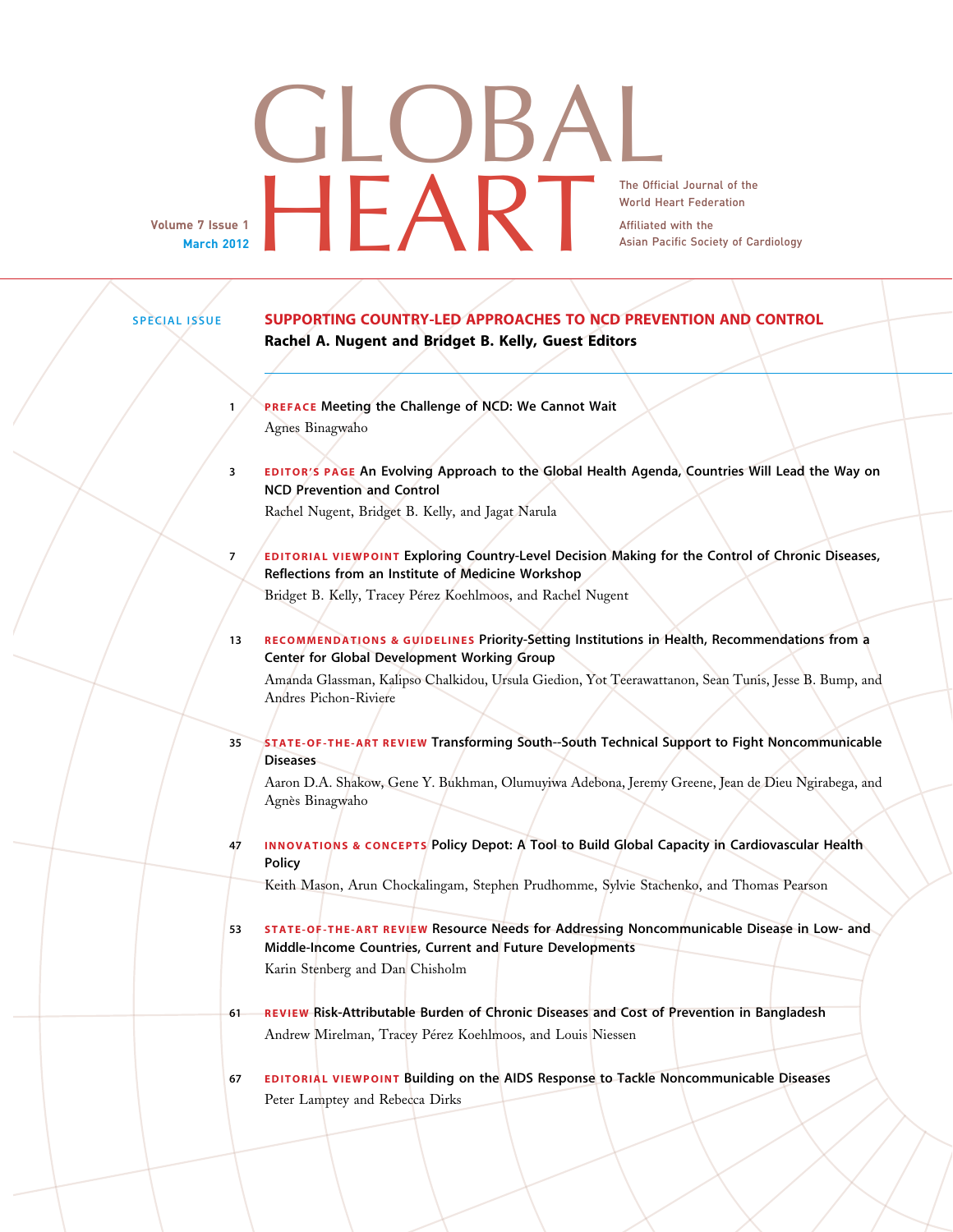# GLOBAL HEART

Volume 7 Issue 1
March 2012

The Official Journal of the World Heart Federation

Affiliated with the Asian Pacific Society of Cardiology

SPECIAL ISSUE

## SUPPORTING COUNTRY-LED APPROACHES TO NCD PREVENTION AND CONTROL

**Rachel A. Nugent and Bridget B. Kelly, Guest Editors**

1 **PREFACE** Meeting the Challenge of NCD: We Cannot Wait
Agnes Binagwaho

3 **EDITOR'S PAGE** An Evolving Approach to the Global Health Agenda, Countries Will Lead the Way on NCD Prevention and Control
Rachel Nugent, Bridget B. Kelly, and Jagat Narula

7 **EDITORIAL VIEWPOINT** Exploring Country-Level Decision Making for the Control of Chronic Diseases, Reflections from an Institute of Medicine Workshop
Bridget B. Kelly, Tracey Pérez Koehlmoos, and Rachel Nugent

13 **RECOMMENDATIONS & GUIDELINES** Priority-Setting Institutions in Health, Recommendations from a Center for Global Development Working Group
Amanda Glassman, Kalipso Chalkidou, Ursula Giedion, Yot Teerawattanon, Sean Tunis, Jesse B. Bump, and Andres Pichon-Riviere

35 **STATE-OF-THE-ART REVIEW** Transforming South--South Technical Support to Fight Noncommunicable Diseases
Aaron D.A. Shakow, Gene Y. Bukhman, Olumuyiwa Adebona, Jeremy Greene, Jean de Dieu Ngirabega, and Agnès Binagwaho

47 **INNOVATIONS & CONCEPTS** Policy Depot: A Tool to Build Global Capacity in Cardiovascular Health Policy
Keith Mason, Arun Chockalingam, Stephen Prudhomme, Sylvie Stachenko, and Thomas Pearson

53 **STATE-OF-THE-ART REVIEW** Resource Needs for Addressing Noncommunicable Disease in Low- and Middle-Income Countries, Current and Future Developments
Karin Stenberg and Dan Chisholm

61 **REVIEW** Risk-Attributable Burden of Chronic Diseases and Cost of Prevention in Bangladesh
Andrew Mirelman, Tracey Pérez Koehlmoos, and Louis Niessen

67 **EDITORIAL VIEWPOINT** Building on the AIDS Response to Tackle Noncommunicable Diseases
Peter Lamptey and Rebecca Dirks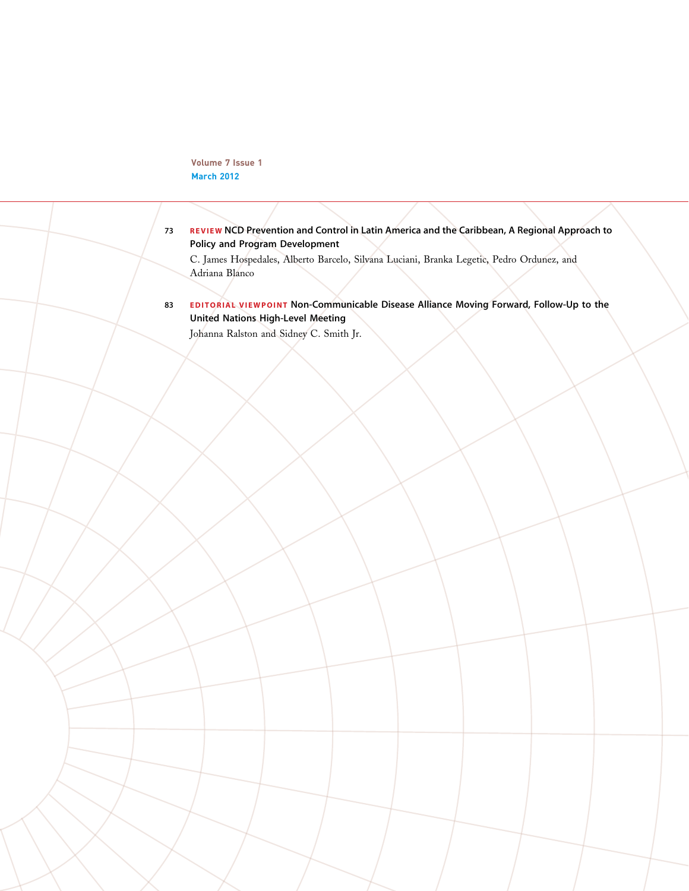Volume 7 Issue 1
March 2012

73 **REVIEW NCD Prevention and Control in Latin America and the Caribbean, A Regional Approach to Policy and Program Development**

C. James Hospedales, Alberto Barcelo, Silvana Luciani, Branka Legetic, Pedro Ordunez, and Adriana Blanco

83 **EDITORIAL VIEWPOINT Non-Communicable Disease Alliance Moving Forward, Follow-Up to the United Nations High-Level Meeting**

Johanna Ralston and Sidney C. Smith Jr.